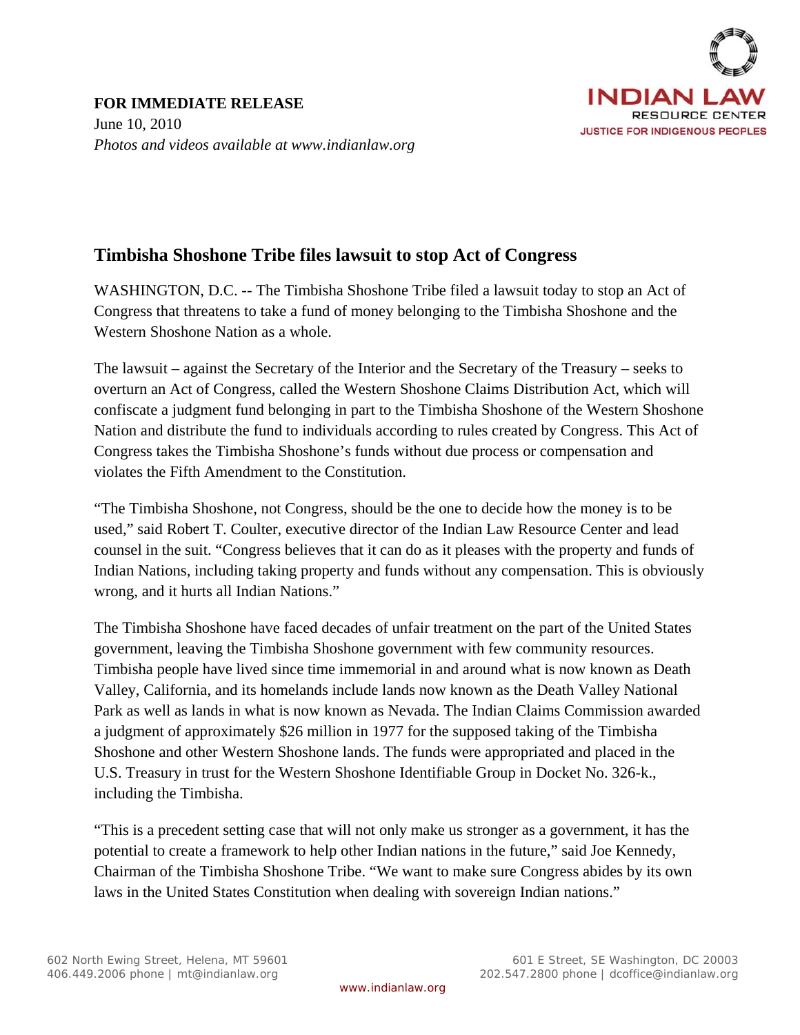**FOR IMMEDIATE RELEASE**
June 10, 2010
*Photos and videos available at www.indianlaw.org*

INDIAN LAW RESOURCE CENTER
JUSTICE FOR INDIGENOUS PEOPLES

## Timbisha Shoshone Tribe files lawsuit to stop Act of Congress

WASHINGTON, D.C. -- The Timbisha Shoshone Tribe filed a lawsuit today to stop an Act of Congress that threatens to take a fund of money belonging to the Timbisha Shoshone and the Western Shoshone Nation as a whole.

The lawsuit – against the Secretary of the Interior and the Secretary of the Treasury – seeks to overturn an Act of Congress, called the Western Shoshone Claims Distribution Act, which will confiscate a judgment fund belonging in part to the Timbisha Shoshone of the Western Shoshone Nation and distribute the fund to individuals according to rules created by Congress. This Act of Congress takes the Timbisha Shoshone's funds without due process or compensation and violates the Fifth Amendment to the Constitution.

"The Timbisha Shoshone, not Congress, should be the one to decide how the money is to be used," said Robert T. Coulter, executive director of the Indian Law Resource Center and lead counsel in the suit. "Congress believes that it can do as it pleases with the property and funds of Indian Nations, including taking property and funds without any compensation. This is obviously wrong, and it hurts all Indian Nations."

The Timbisha Shoshone have faced decades of unfair treatment on the part of the United States government, leaving the Timbisha Shoshone government with few community resources. Timbisha people have lived since time immemorial in and around what is now known as Death Valley, California, and its homelands include lands now known as the Death Valley National Park as well as lands in what is now known as Nevada. The Indian Claims Commission awarded a judgment of approximately $26 million in 1977 for the supposed taking of the Timbisha Shoshone and other Western Shoshone lands. The funds were appropriated and placed in the U.S. Treasury in trust for the Western Shoshone Identifiable Group in Docket No. 326-k., including the Timbisha.

"This is a precedent setting case that will not only make us stronger as a government, it has the potential to create a framework to help other Indian nations in the future," said Joe Kennedy, Chairman of the Timbisha Shoshone Tribe. "We want to make sure Congress abides by its own laws in the United States Constitution when dealing with sovereign Indian nations."

602 North Ewing Street, Helena, MT 59601
406.449.2006 phone | mt@indianlaw.org

601 E Street, SE Washington, DC 20003
202.547.2800 phone | dcoffice@indianlaw.org

www.indianlaw.org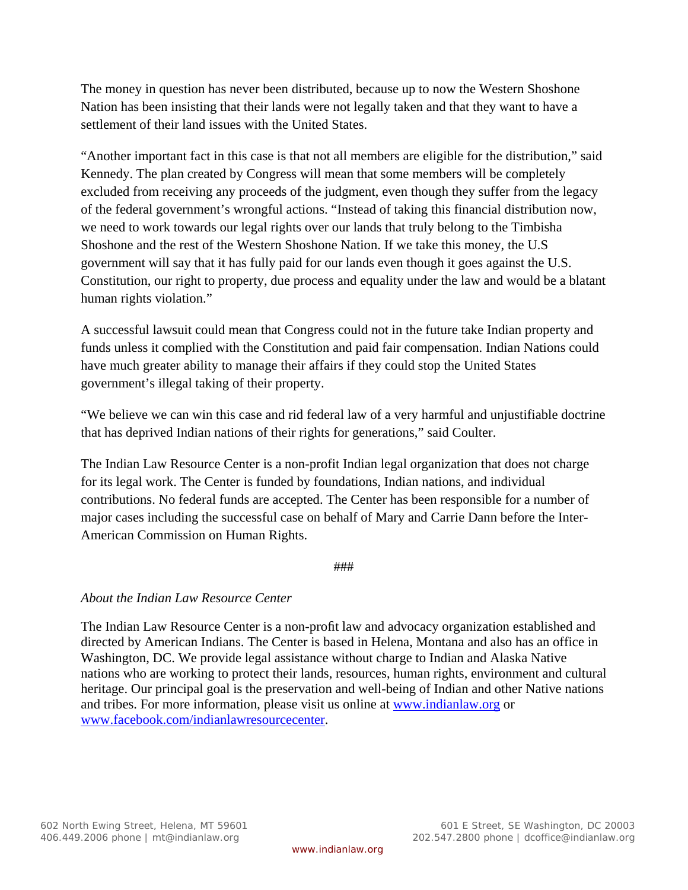The money in question has never been distributed, because up to now the Western Shoshone Nation has been insisting that their lands were not legally taken and that they want to have a settlement of their land issues with the United States.

"Another important fact in this case is that not all members are eligible for the distribution," said Kennedy. The plan created by Congress will mean that some members will be completely excluded from receiving any proceeds of the judgment, even though they suffer from the legacy of the federal government's wrongful actions. "Instead of taking this financial distribution now, we need to work towards our legal rights over our lands that truly belong to the Timbisha Shoshone and the rest of the Western Shoshone Nation. If we take this money, the U.S government will say that it has fully paid for our lands even though it goes against the U.S. Constitution, our right to property, due process and equality under the law and would be a blatant human rights violation."

A successful lawsuit could mean that Congress could not in the future take Indian property and funds unless it complied with the Constitution and paid fair compensation. Indian Nations could have much greater ability to manage their affairs if they could stop the United States government's illegal taking of their property.

"We believe we can win this case and rid federal law of a very harmful and unjustifiable doctrine that has deprived Indian nations of their rights for generations," said Coulter.

The Indian Law Resource Center is a non-profit Indian legal organization that does not charge for its legal work. The Center is funded by foundations, Indian nations, and individual contributions. No federal funds are accepted. The Center has been responsible for a number of major cases including the successful case on behalf of Mary and Carrie Dann before the Inter-American Commission on Human Rights.

###

*About the Indian Law Resource Center*

The Indian Law Resource Center is a non-profit law and advocacy organization established and directed by American Indians. The Center is based in Helena, Montana and also has an office in Washington, DC. We provide legal assistance without charge to Indian and Alaska Native nations who are working to protect their lands, resources, human rights, environment and cultural heritage. Our principal goal is the preservation and well-being of Indian and other Native nations and tribes. For more information, please visit us online at www.indianlaw.org or www.facebook.com/indianlawresourcecenter.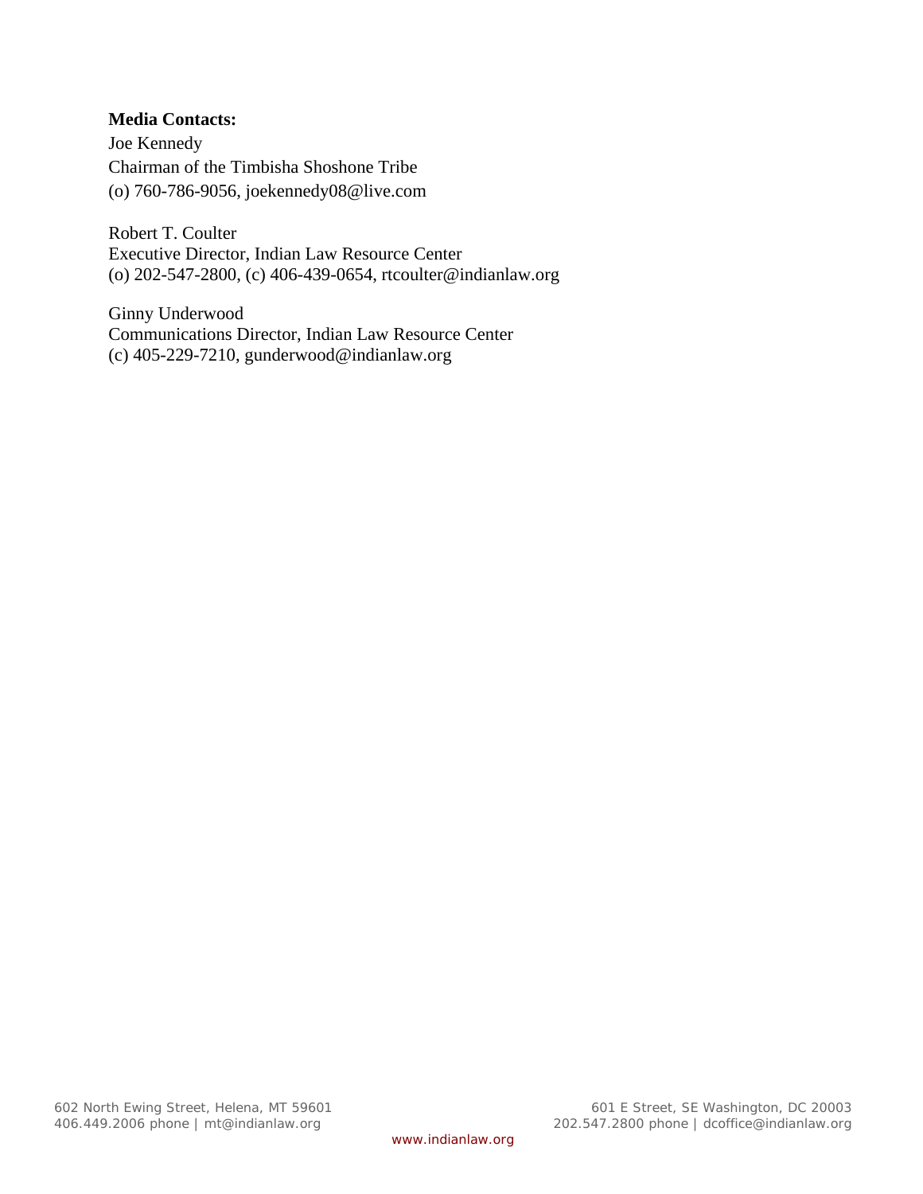**Media Contacts:**

Joe Kennedy
Chairman of the Timbisha Shoshone Tribe
(o) 760-786-9056, joekennedy08@live.com

Robert T. Coulter
Executive Director, Indian Law Resource Center
(o) 202-547-2800, (c) 406-439-0654, rtcoulter@indianlaw.org

Ginny Underwood
Communications Director, Indian Law Resource Center
(c) 405-229-7210, gunderwood@indianlaw.org